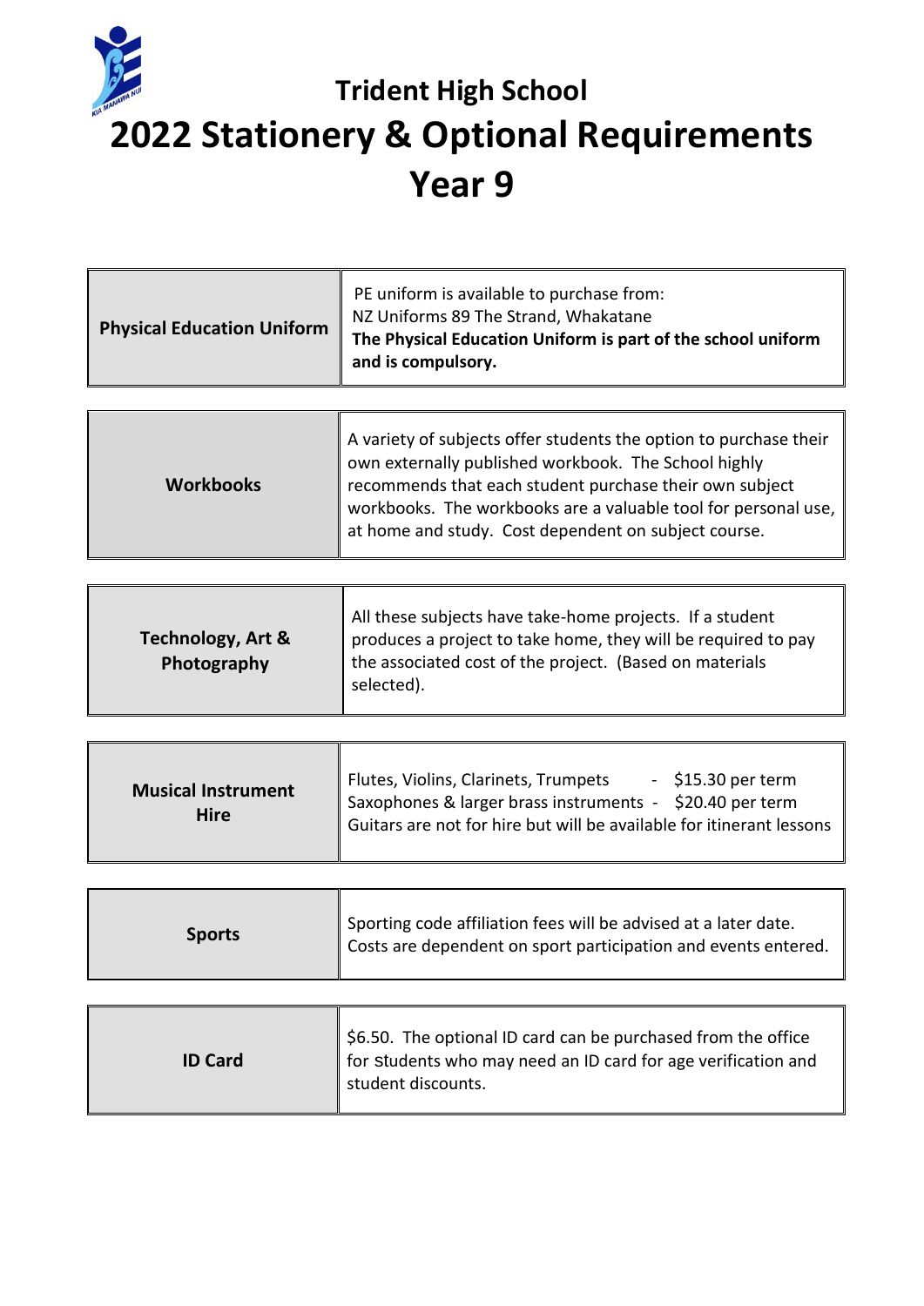# Trident High School

# 2022 Stationery & Optional Requirements

# Year 9

| | |
|---|---|
| **Physical Education Uniform** | PE uniform is available to purchase from:<br>NZ Uniforms 89 The Strand, Whakatane<br>**The Physical Education Uniform is part of the school uniform and is compulsory.** |
| **Workbooks** | A variety of subjects offer students the option to purchase their own externally published workbook. The School highly recommends that each student purchase their own subject workbooks. The workbooks are a valuable tool for personal use, at home and study. Cost dependent on subject course. |
| **Technology, Art & Photography** | All these subjects have take-home projects. If a student produces a project to take home, they will be required to pay the associated cost of the project. (Based on materials selected). |
| **Musical Instrument Hire** | Flutes, Violins, Clarinets, Trumpets - $15.30 per term<br>Saxophones & larger brass instruments - $20.40 per term<br>Guitars are not for hire but will be available for itinerant lessons |
| **Sports** | Sporting code affiliation fees will be advised at a later date. Costs are dependent on sport participation and events entered. |
| **ID Card** | $6.50. The optional ID card can be purchased from the office for students who may need an ID card for age verification and student discounts. |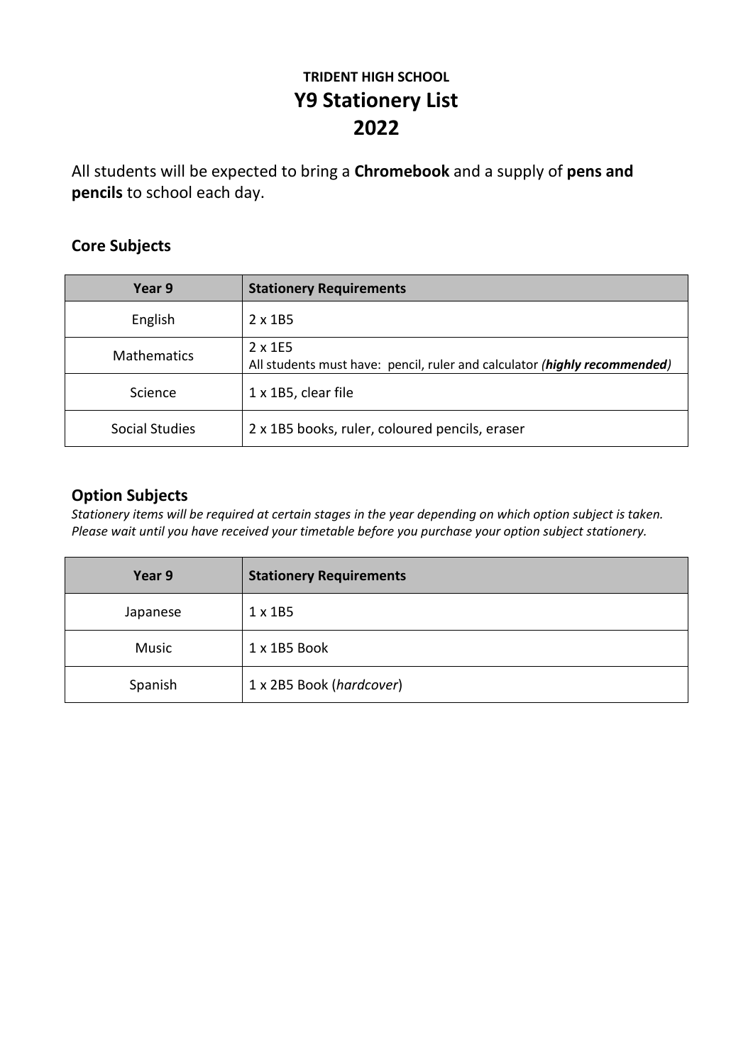**TRIDENT HIGH SCHOOL**

# Y9 Stationery List
# 2022

All students will be expected to bring a **Chromebook** and a supply of **pens and pencils** to school each day.

## Core Subjects

| Year 9 | Stationery Requirements |
|---|---|
| English | 2 x 1B5 |
| Mathematics | 2 x 1E5<br>All students must have: pencil, ruler and calculator *(**highly recommended**)* |
| Science | 1 x 1B5, clear file |
| Social Studies | 2 x 1B5 books, ruler, coloured pencils, eraser |

## Option Subjects

*Stationery items will be required at certain stages in the year depending on which option subject is taken. Please wait until you have received your timetable before you purchase your option subject stationery.*

| Year 9 | Stationery Requirements |
|---|---|
| Japanese | 1 x 1B5 |
| Music | 1 x 1B5 Book |
| Spanish | 1 x 2B5 Book (*hardcover*) |